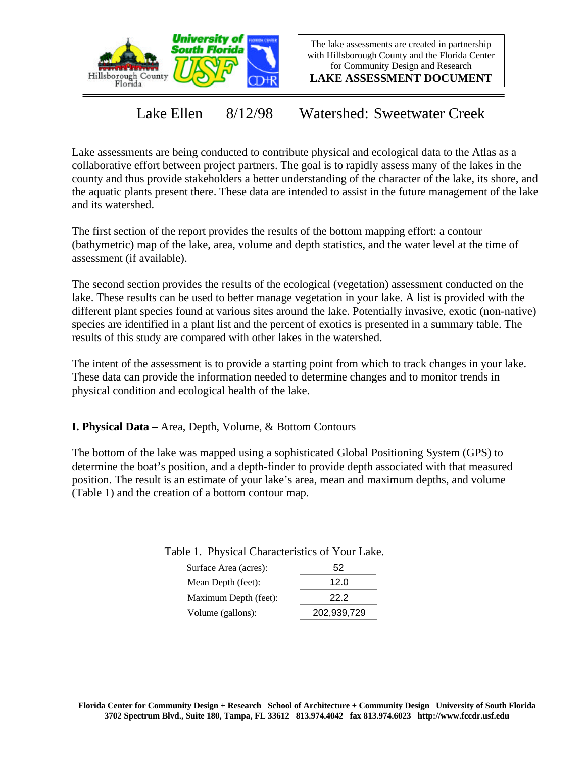The lake assessments are created in partnership with Hillsborough County and the Florida Center for Community Design and Research

**LAKE ASSESSMENT DOCUMENT**

# Lake Ellen 8/12/98 Watershed: Sweetwater Creek

Lake assessments are being conducted to contribute physical and ecological data to the Atlas as a collaborative effort between project partners. The goal is to rapidly assess many of the lakes in the county and thus provide stakeholders a better understanding of the character of the lake, its shore, and the aquatic plants present there. These data are intended to assist in the future management of the lake and its watershed.

The first section of the report provides the results of the bottom mapping effort: a contour (bathymetric) map of the lake, area, volume and depth statistics, and the water level at the time of assessment (if available).

The second section provides the results of the ecological (vegetation) assessment conducted on the lake. These results can be used to better manage vegetation in your lake. A list is provided with the different plant species found at various sites around the lake. Potentially invasive, exotic (non-native) species are identified in a plant list and the percent of exotics is presented in a summary table. The results of this study are compared with other lakes in the watershed.

The intent of the assessment is to provide a starting point from which to track changes in your lake. These data can provide the information needed to determine changes and to monitor trends in physical condition and ecological health of the lake.

## I. Physical Data – Area, Depth, Volume, & Bottom Contours

The bottom of the lake was mapped using a sophisticated Global Positioning System (GPS) to determine the boat's position, and a depth-finder to provide depth associated with that measured position. The result is an estimate of your lake's area, mean and maximum depths, and volume (Table 1) and the creation of a bottom contour map.

Table 1. Physical Characteristics of Your Lake.

| | |
|---|---|
| Surface Area (acres): | 52 |
| Mean Depth (feet): | 12.0 |
| Maximum Depth (feet): | 22.2 |
| Volume (gallons): | 202,939,729 |

**Florida Center for Community Design + Research School of Architecture + Community Design University of South Florida**
**3702 Spectrum Blvd., Suite 180, Tampa, FL 33612 813.974.4042 fax 813.974.6023 http://www.fccdr.usf.edu**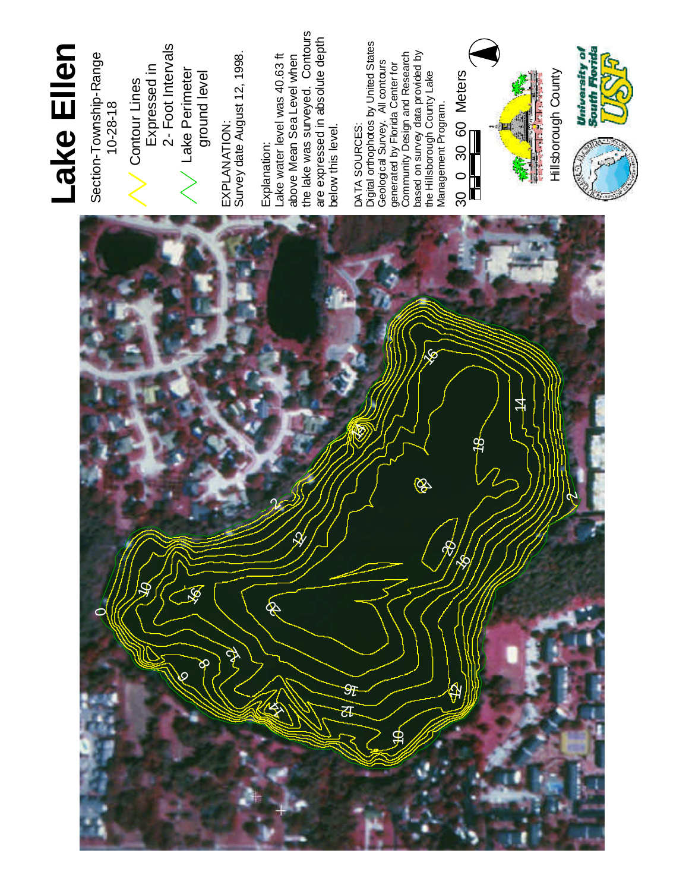# Lake Ellen

Section-Township-Range
10-28-18

Contour Lines
Expressed in
2- Foot Intervals

Lake Perimeter
ground level

EXPLANATION:
Survey date August 12, 1998.

Explanation:
Lake water level was 40.63 ft above Mean Sea Level when the lake was surveyed. Contours are expressed in absolute depth below this level.

DATA SOURCES:
Digital orthophotos by United States Geological Survey. All contours generated by Florida Center for Community Design and Research based on survey data provided by the Hillsborough County Lake Management Program.

30 0 30 60 Meters

Hillsborough County

University of South Florida USF

0
2
6
8
10
12
14
16
18
20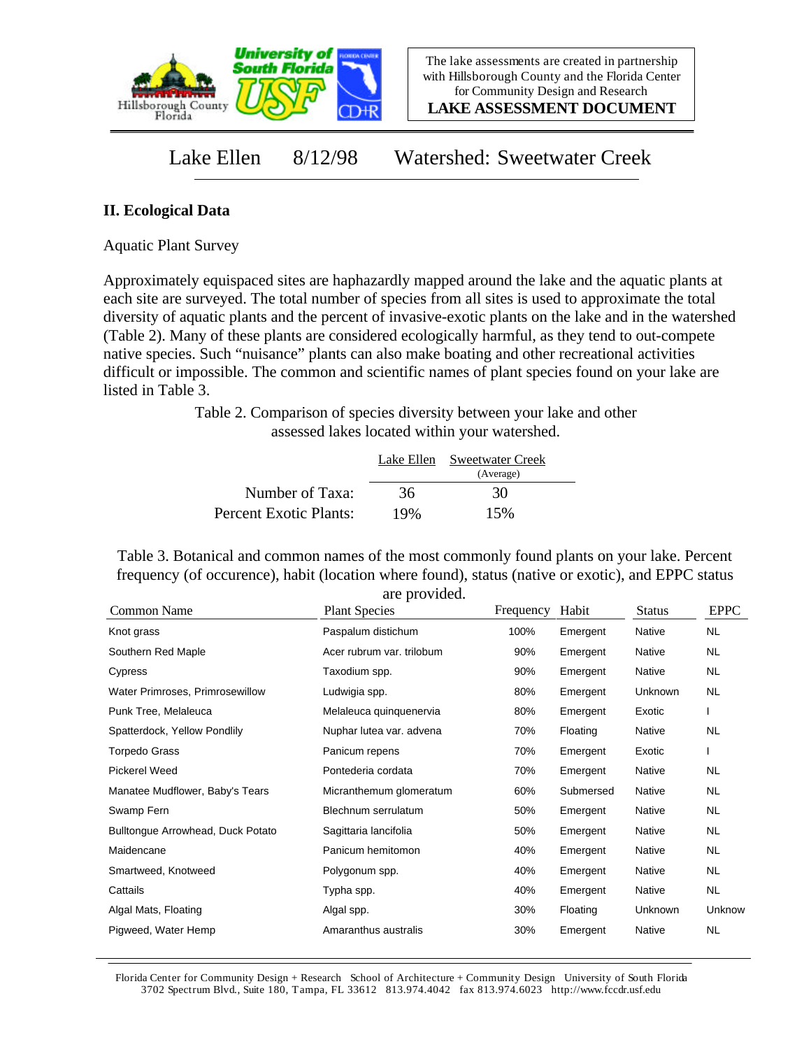Lake Ellen 8/12/98 Watershed: Sweetwater Creek

## II. Ecological Data

Aquatic Plant Survey

Approximately equispaced sites are haphazardly mapped around the lake and the aquatic plants at each site are surveyed. The total number of species from all sites is used to approximate the total diversity of aquatic plants and the percent of invasive-exotic plants on the lake and in the watershed (Table 2). Many of these plants are considered ecologically harmful, as they tend to out-compete native species. Such "nuisance" plants can also make boating and other recreational activities difficult or impossible. The common and scientific names of plant species found on your lake are listed in Table 3.

Table 2. Comparison of species diversity between your lake and other assessed lakes located within your watershed.

| | Lake Ellen | Sweetwater Creek (Average) |
|---|---|---|
| Number of Taxa: | 36 | 30 |
| Percent Exotic Plants: | 19% | 15% |

Table 3. Botanical and common names of the most commonly found plants on your lake. Percent frequency (of occurence), habit (location where found), status (native or exotic), and EPPC status are provided.

| Common Name | Plant Species | Frequency | Habit | Status | EPPC |
|---|---|---|---|---|---|
| Knot grass | Paspalum distichum | 100% | Emergent | Native | NL |
| Southern Red Maple | Acer rubrum var. trilobum | 90% | Emergent | Native | NL |
| Cypress | Taxodium spp. | 90% | Emergent | Native | NL |
| Water Primroses, Primrosewillow | Ludwigia spp. | 80% | Emergent | Unknown | NL |
| Punk Tree, Melaleuca | Melaleuca quinquenervia | 80% | Emergent | Exotic | I |
| Spatterdock, Yellow Pondlily | Nuphar lutea var. advena | 70% | Floating | Native | NL |
| Torpedo Grass | Panicum repens | 70% | Emergent | Exotic | I |
| Pickerel Weed | Pontederia cordata | 70% | Emergent | Native | NL |
| Manatee Mudflower, Baby's Tears | Micranthemum glomeratum | 60% | Submersed | Native | NL |
| Swamp Fern | Blechnum serrulatum | 50% | Emergent | Native | NL |
| Bulltongue Arrowhead, Duck Potato | Sagittaria lancifolia | 50% | Emergent | Native | NL |
| Maidencane | Panicum hemitomon | 40% | Emergent | Native | NL |
| Smartweed, Knotweed | Polygonum spp. | 40% | Emergent | Native | NL |
| Cattails | Typha spp. | 40% | Emergent | Native | NL |
| Algal Mats, Floating | Algal spp. | 30% | Floating | Unknown | Unknow |
| Pigweed, Water Hemp | Amaranthus australis | 30% | Emergent | Native | NL |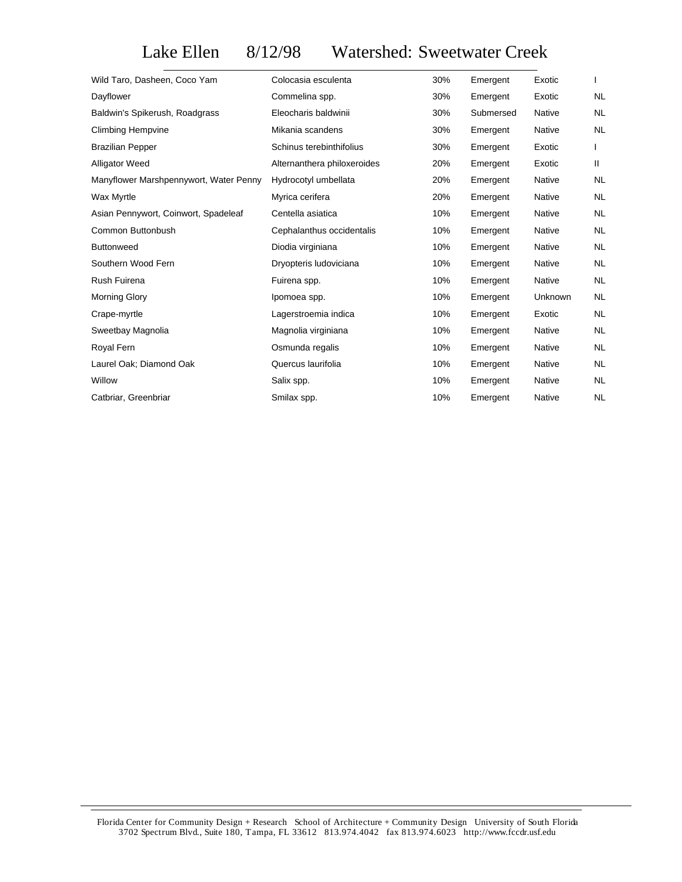# Lake Ellen 8/12/98 Watershed: Sweetwater Creek

| | | | | | |
|---|---|---|---|---|---|
| Wild Taro, Dasheen, Coco Yam | Colocasia esculenta | 30% | Emergent | Exotic | I |
| Dayflower | Commelina spp. | 30% | Emergent | Exotic | NL |
| Baldwin's Spikerush, Roadgrass | Eleocharis baldwinii | 30% | Submersed | Native | NL |
| Climbing Hempvine | Mikania scandens | 30% | Emergent | Native | NL |
| Brazilian Pepper | Schinus terebinthifolius | 30% | Emergent | Exotic | I |
| Alligator Weed | Alternanthera philoxeroides | 20% | Emergent | Exotic | II |
| Manyflower Marshpennywort, Water Penny | Hydrocotyl umbellata | 20% | Emergent | Native | NL |
| Wax Myrtle | Myrica cerifera | 20% | Emergent | Native | NL |
| Asian Pennywort, Coinwort, Spadeleaf | Centella asiatica | 10% | Emergent | Native | NL |
| Common Buttonbush | Cephalanthus occidentalis | 10% | Emergent | Native | NL |
| Buttonweed | Diodia virginiana | 10% | Emergent | Native | NL |
| Southern Wood Fern | Dryopteris ludoviciana | 10% | Emergent | Native | NL |
| Rush Fuirena | Fuirena spp. | 10% | Emergent | Native | NL |
| Morning Glory | Ipomoea spp. | 10% | Emergent | Unknown | NL |
| Crape-myrtle | Lagerstroemia indica | 10% | Emergent | Exotic | NL |
| Sweetbay Magnolia | Magnolia virginiana | 10% | Emergent | Native | NL |
| Royal Fern | Osmunda regalis | 10% | Emergent | Native | NL |
| Laurel Oak; Diamond Oak | Quercus laurifolia | 10% | Emergent | Native | NL |
| Willow | Salix spp. | 10% | Emergent | Native | NL |
| Catbriar, Greenbriar | Smilax spp. | 10% | Emergent | Native | NL |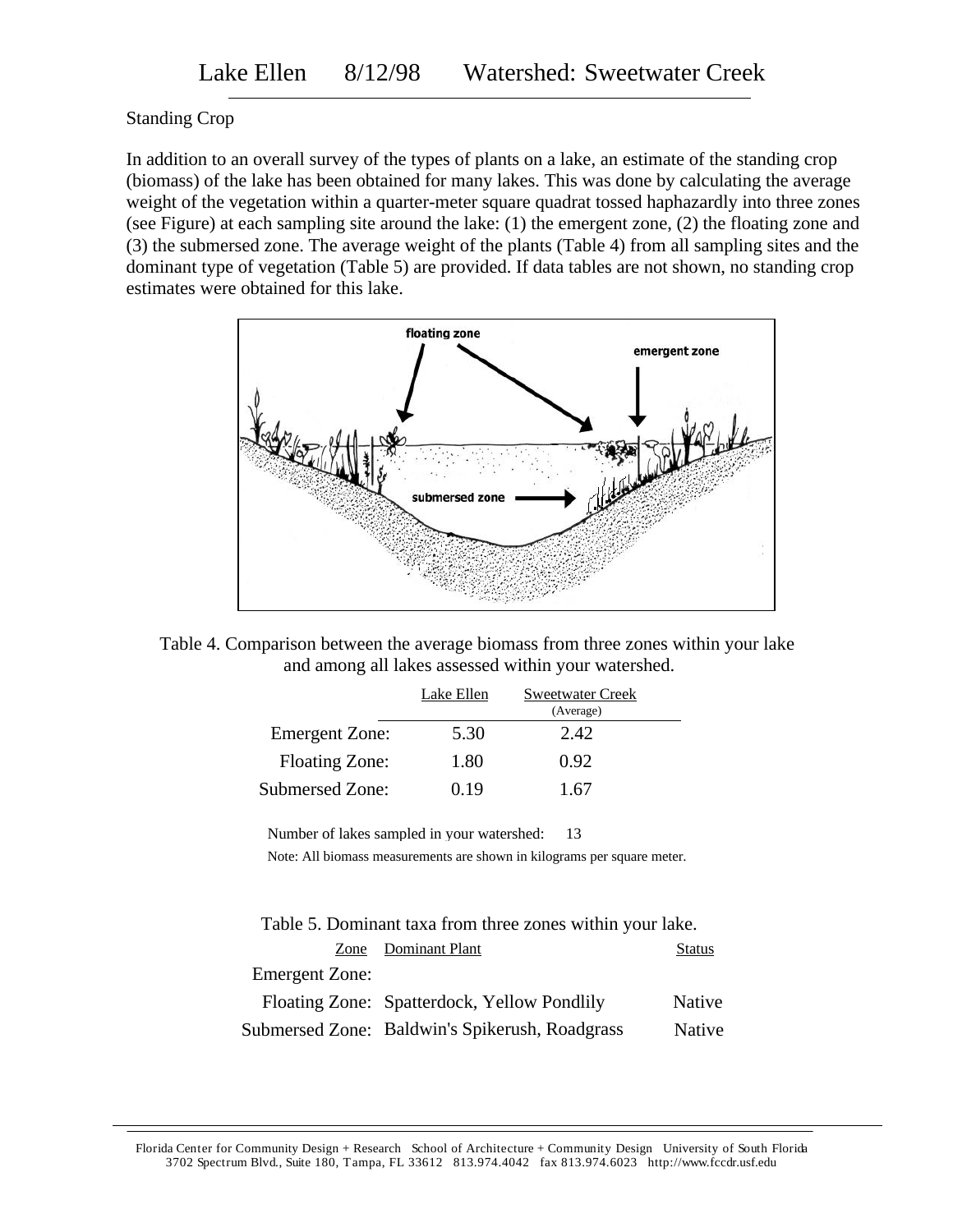Lake Ellen 8/12/98 Watershed: Sweetwater Creek

Standing Crop

In addition to an overall survey of the types of plants on a lake, an estimate of the standing crop (biomass) of the lake has been obtained for many lakes. This was done by calculating the average weight of the vegetation within a quarter-meter square quadrat tossed haphazardly into three zones (see Figure) at each sampling site around the lake: (1) the emergent zone, (2) the floating zone and (3) the submersed zone. The average weight of the plants (Table 4) from all sampling sites and the dominant type of vegetation (Table 5) are provided. If data tables are not shown, no standing crop estimates were obtained for this lake.

floating zone
emergent zone
submersed zone

Table 4. Comparison between the average biomass from three zones within your lake and among all lakes assessed within your watershed.

| | Lake Ellen | Sweetwater Creek (Average) |
|---|---|---|
| Emergent Zone: | 5.30 | 2.42 |
| Floating Zone: | 1.80 | 0.92 |
| Submersed Zone: | 0.19 | 1.67 |

Number of lakes sampled in your watershed: 13

Note: All biomass measurements are shown in kilograms per square meter.

Table 5. Dominant taxa from three zones within your lake.

| Zone | Dominant Plant | Status |
|---|---|---|
| Emergent Zone: | | |
| Floating Zone: | Spatterdock, Yellow Pondlily | Native |
| Submersed Zone: | Baldwin's Spikerush, Roadgrass | Native |